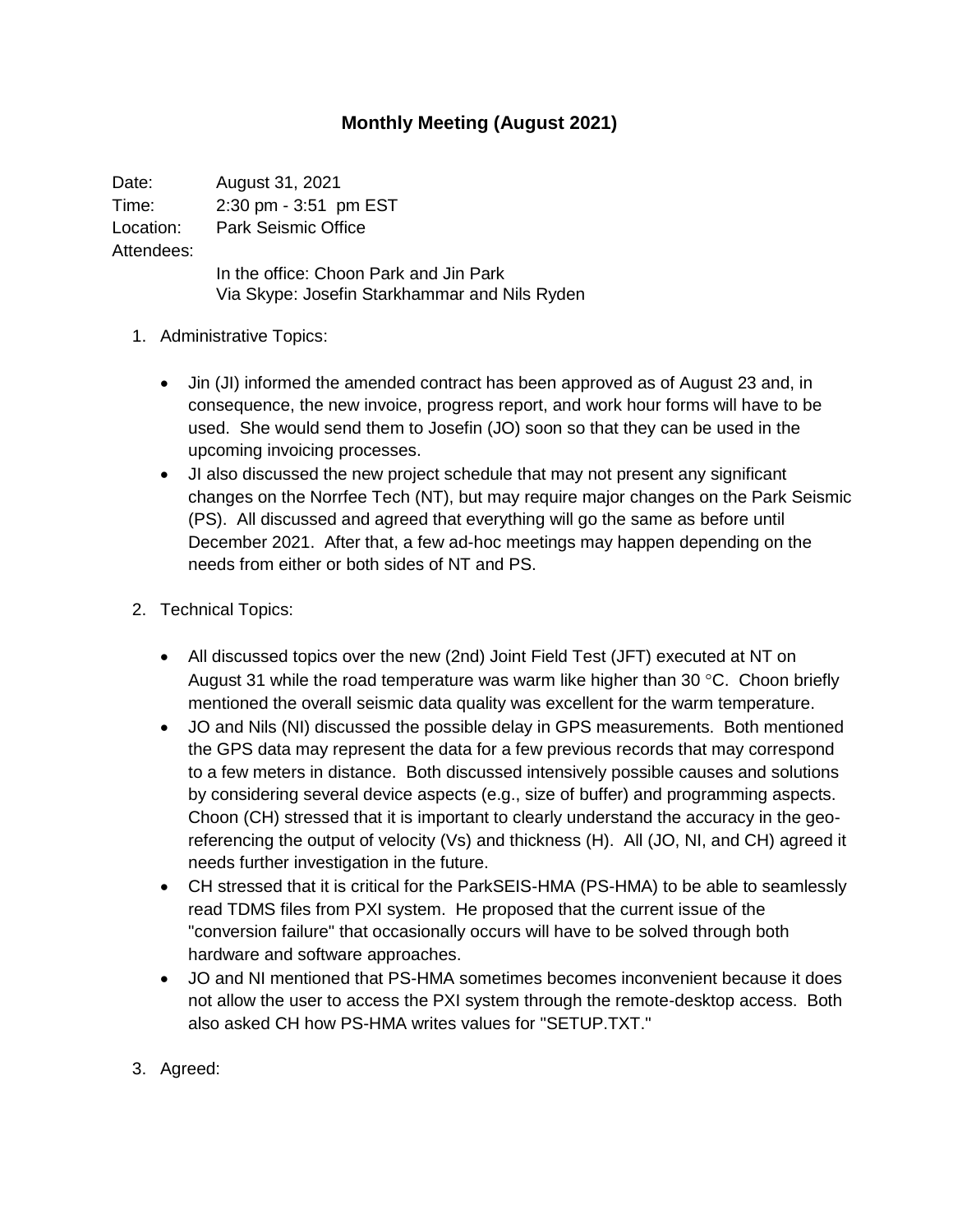# Monthly Meeting (August 2021)

Date: August 31, 2021
Time: 2:30 pm - 3:51 pm EST
Location: Park Seismic Office
Attendees:
In the office: Choon Park and Jin Park
Via Skype: Josefin Starkhammar and Nils Ryden

1. Administrative Topics:

   - Jin (JI) informed the amended contract has been approved as of August 23 and, in consequence, the new invoice, progress report, and work hour forms will have to be used. She would send them to Josefin (JO) soon so that they can be used in the upcoming invoicing processes.
   - JI also discussed the new project schedule that may not present any significant changes on the Norrfee Tech (NT), but may require major changes on the Park Seismic (PS). All discussed and agreed that everything will go the same as before until December 2021. After that, a few ad-hoc meetings may happen depending on the needs from either or both sides of NT and PS.

2. Technical Topics:

   - All discussed topics over the new (2nd) Joint Field Test (JFT) executed at NT on August 31 while the road temperature was warm like higher than 30 °C. Choon briefly mentioned the overall seismic data quality was excellent for the warm temperature.
   - JO and Nils (NI) discussed the possible delay in GPS measurements. Both mentioned the GPS data may represent the data for a few previous records that may correspond to a few meters in distance. Both discussed intensively possible causes and solutions by considering several device aspects (e.g., size of buffer) and programming aspects. Choon (CH) stressed that it is important to clearly understand the accuracy in the geo-referencing the output of velocity (Vs) and thickness (H). All (JO, NI, and CH) agreed it needs further investigation in the future.
   - CH stressed that it is critical for the ParkSEIS-HMA (PS-HMA) to be able to seamlessly read TDMS files from PXI system. He proposed that the current issue of the "conversion failure" that occasionally occurs will have to be solved through both hardware and software approaches.
   - JO and NI mentioned that PS-HMA sometimes becomes inconvenient because it does not allow the user to access the PXI system through the remote-desktop access. Both also asked CH how PS-HMA writes values for "SETUP.TXT."

3. Agreed: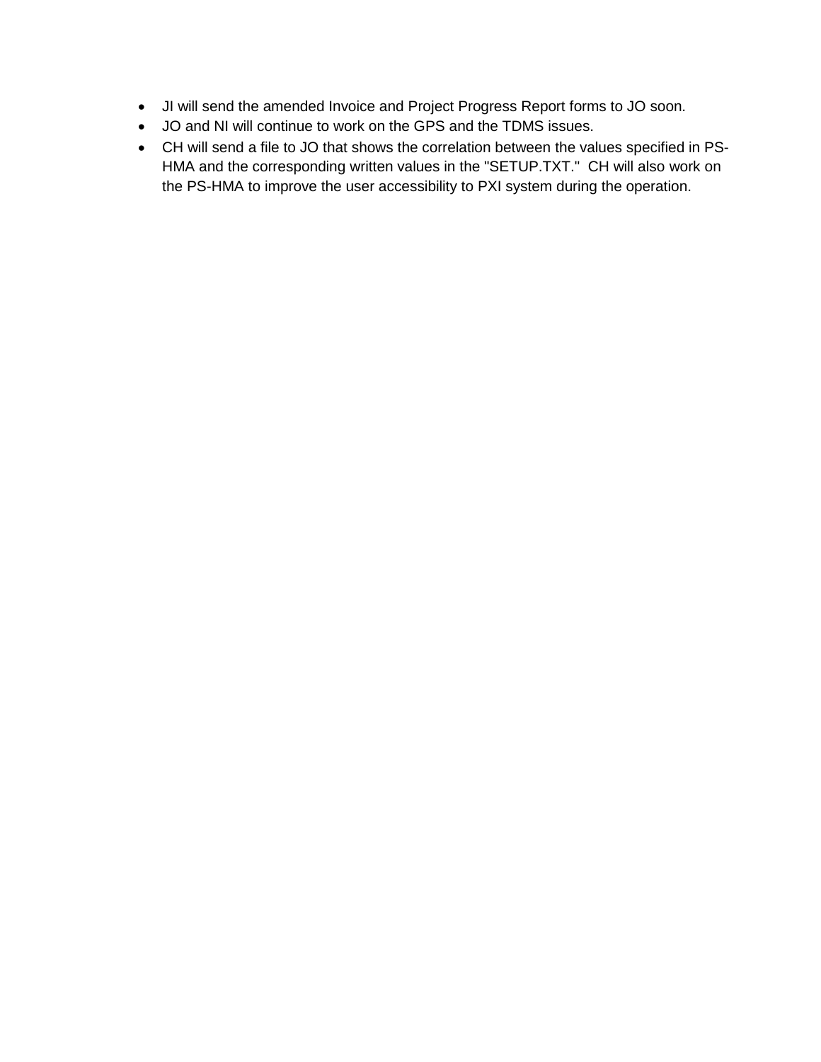- JI will send the amended Invoice and Project Progress Report forms to JO soon.
- JO and NI will continue to work on the GPS and the TDMS issues.
- CH will send a file to JO that shows the correlation between the values specified in PS-HMA and the corresponding written values in the "SETUP.TXT." CH will also work on the PS-HMA to improve the user accessibility to PXI system during the operation.